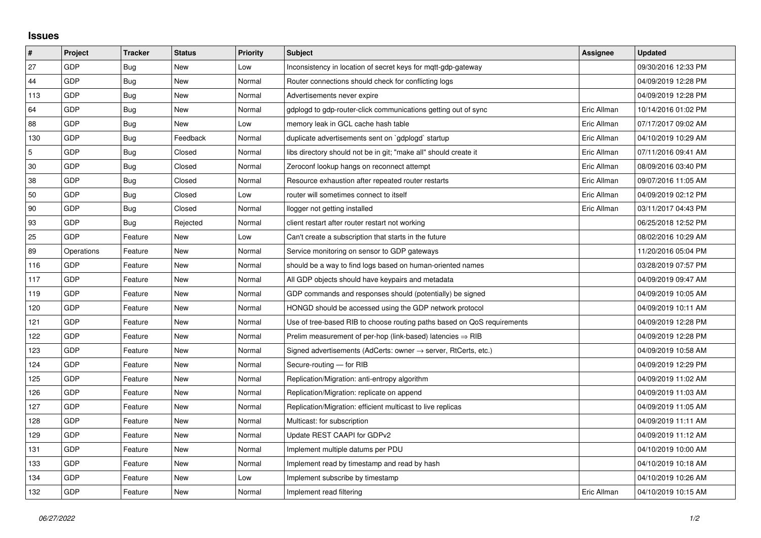## Issues

| # | Project | Tracker | Status | Priority | Subject | Assignee | Updated |
|---|---|---|---|---|---|---|---|
| 27 | GDP | Bug | New | Low | Inconsistency in location of secret keys for mqtt-gdp-gateway | | 09/30/2016 12:33 PM |
| 44 | GDP | Bug | New | Normal | Router connections should check for conflicting logs | | 04/09/2019 12:28 PM |
| 113 | GDP | Bug | New | Normal | Advertisements never expire | | 04/09/2019 12:28 PM |
| 64 | GDP | Bug | New | Normal | gdplogd to gdp-router-click communications getting out of sync | Eric Allman | 10/14/2016 01:02 PM |
| 88 | GDP | Bug | New | Low | memory leak in GCL cache hash table | Eric Allman | 07/17/2017 09:02 AM |
| 130 | GDP | Bug | Feedback | Normal | duplicate advertisements sent on `gdplogd` startup | Eric Allman | 04/10/2019 10:29 AM |
| 5 | GDP | Bug | Closed | Normal | libs directory should not be in git; "make all" should create it | Eric Allman | 07/11/2016 09:41 AM |
| 30 | GDP | Bug | Closed | Normal | Zeroconf lookup hangs on reconnect attempt | Eric Allman | 08/09/2016 03:40 PM |
| 38 | GDP | Bug | Closed | Normal | Resource exhaustion after repeated router restarts | Eric Allman | 09/07/2016 11:05 AM |
| 50 | GDP | Bug | Closed | Low | router will sometimes connect to itself | Eric Allman | 04/09/2019 02:12 PM |
| 90 | GDP | Bug | Closed | Normal | llogger not getting installed | Eric Allman | 03/11/2017 04:43 PM |
| 93 | GDP | Bug | Rejected | Normal | client restart after router restart not working | | 06/25/2018 12:52 PM |
| 25 | GDP | Feature | New | Low | Can't create a subscription that starts in the future | | 08/02/2016 10:29 AM |
| 89 | Operations | Feature | New | Normal | Service monitoring on sensor to GDP gateways | | 11/20/2016 05:04 PM |
| 116 | GDP | Feature | New | Normal | should be a way to find logs based on human-oriented names | | 03/28/2019 07:57 PM |
| 117 | GDP | Feature | New | Normal | All GDP objects should have keypairs and metadata | | 04/09/2019 09:47 AM |
| 119 | GDP | Feature | New | Normal | GDP commands and responses should (potentially) be signed | | 04/09/2019 10:05 AM |
| 120 | GDP | Feature | New | Normal | HONGD should be accessed using the GDP network protocol | | 04/09/2019 10:11 AM |
| 121 | GDP | Feature | New | Normal | Use of tree-based RIB to choose routing paths based on QoS requirements | | 04/09/2019 12:28 PM |
| 122 | GDP | Feature | New | Normal | Prelim measurement of per-hop (link-based) latencies ⇒ RIB | | 04/09/2019 12:28 PM |
| 123 | GDP | Feature | New | Normal | Signed advertisements (AdCerts: owner → server, RtCerts, etc.) | | 04/09/2019 10:58 AM |
| 124 | GDP | Feature | New | Normal | Secure-routing — for RIB | | 04/09/2019 12:29 PM |
| 125 | GDP | Feature | New | Normal | Replication/Migration: anti-entropy algorithm | | 04/09/2019 11:02 AM |
| 126 | GDP | Feature | New | Normal | Replication/Migration: replicate on append | | 04/09/2019 11:03 AM |
| 127 | GDP | Feature | New | Normal | Replication/Migration: efficient multicast to live replicas | | 04/09/2019 11:05 AM |
| 128 | GDP | Feature | New | Normal | Multicast: for subscription | | 04/09/2019 11:11 AM |
| 129 | GDP | Feature | New | Normal | Update REST CAAPI for GDPv2 | | 04/09/2019 11:12 AM |
| 131 | GDP | Feature | New | Normal | Implement multiple datums per PDU | | 04/10/2019 10:00 AM |
| 133 | GDP | Feature | New | Normal | Implement read by timestamp and read by hash | | 04/10/2019 10:18 AM |
| 134 | GDP | Feature | New | Low | Implement subscribe by timestamp | | 04/10/2019 10:26 AM |
| 132 | GDP | Feature | New | Normal | Implement read filtering | Eric Allman | 04/10/2019 10:15 AM |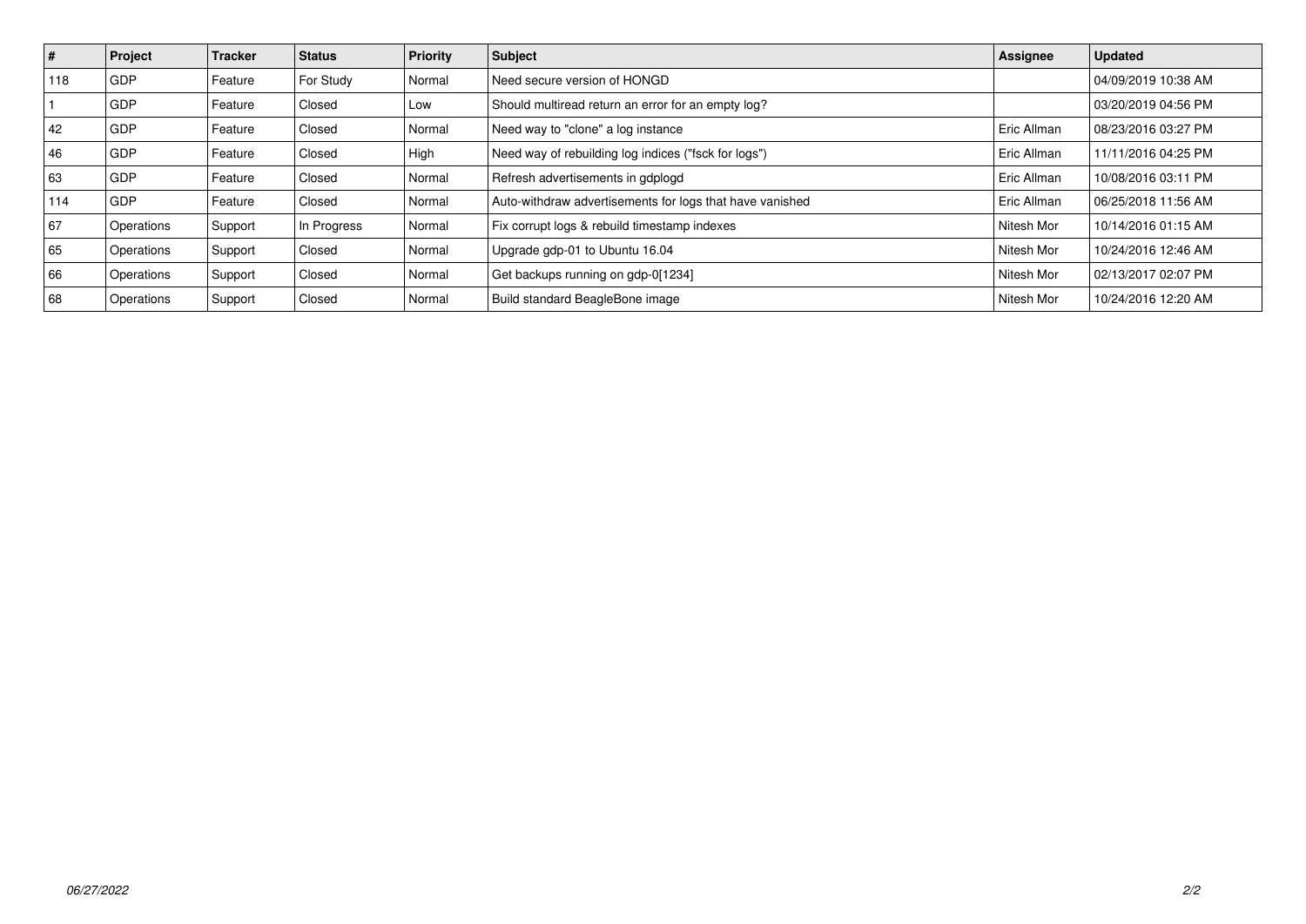| # | Project | Tracker | Status | Priority | Subject | Assignee | Updated |
|---|---|---|---|---|---|---|---|
| 118 | GDP | Feature | For Study | Normal | Need secure version of HONGD | | 04/09/2019 10:38 AM |
| 1 | GDP | Feature | Closed | Low | Should multiread return an error for an empty log? | | 03/20/2019 04:56 PM |
| 42 | GDP | Feature | Closed | Normal | Need way to "clone" a log instance | Eric Allman | 08/23/2016 03:27 PM |
| 46 | GDP | Feature | Closed | High | Need way of rebuilding log indices ("fsck for logs") | Eric Allman | 11/11/2016 04:25 PM |
| 63 | GDP | Feature | Closed | Normal | Refresh advertisements in gdplogd | Eric Allman | 10/08/2016 03:11 PM |
| 114 | GDP | Feature | Closed | Normal | Auto-withdraw advertisements for logs that have vanished | Eric Allman | 06/25/2018 11:56 AM |
| 67 | Operations | Support | In Progress | Normal | Fix corrupt logs & rebuild timestamp indexes | Nitesh Mor | 10/14/2016 01:15 AM |
| 65 | Operations | Support | Closed | Normal | Upgrade gdp-01 to Ubuntu 16.04 | Nitesh Mor | 10/24/2016 12:46 AM |
| 66 | Operations | Support | Closed | Normal | Get backups running on gdp-0[1234] | Nitesh Mor | 02/13/2017 02:07 PM |
| 68 | Operations | Support | Closed | Normal | Build standard BeagleBone image | Nitesh Mor | 10/24/2016 12:20 AM |

*06/27/2022*